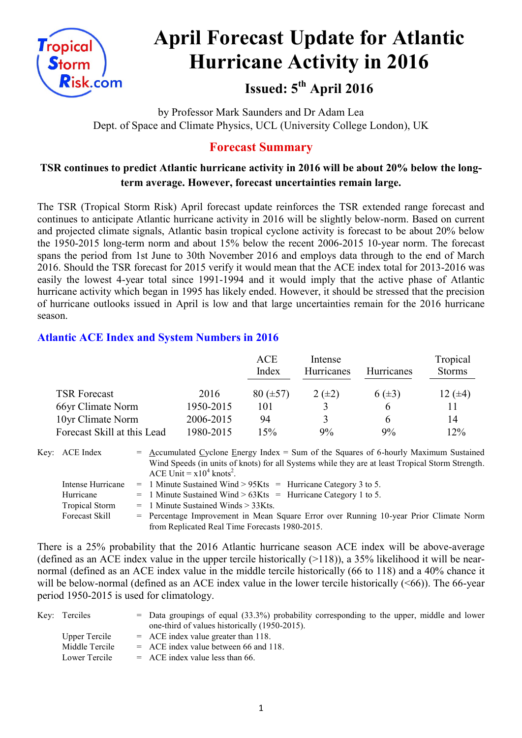# April Forecast Update for Atlantic Hurricane Activity in 2016

## Issued: 5th April 2016

by Professor Mark Saunders and Dr Adam Lea
Dept. of Space and Climate Physics, UCL (University College London), UK

## Forecast Summary

**TSR continues to predict Atlantic hurricane activity in 2016 will be about 20% below the long-term average. However, forecast uncertainties remain large.**

The TSR (Tropical Storm Risk) April forecast update reinforces the TSR extended range forecast and continues to anticipate Atlantic hurricane activity in 2016 will be slightly below-norm. Based on current and projected climate signals, Atlantic basin tropical cyclone activity is forecast to be about 20% below the 1950-2015 long-term norm and about 15% below the recent 2006-2015 10-year norm. The forecast spans the period from 1st June to 30th November 2016 and employs data through to the end of March 2016. Should the TSR forecast for 2015 verify it would mean that the ACE index total for 2013-2016 was easily the lowest 4-year total since 1991-1994 and it would imply that the active phase of Atlantic hurricane activity which began in 1995 has likely ended. However, it should be stressed that the precision of hurricane outlooks issued in April is low and that large uncertainties remain for the 2016 hurricane season.

### Atlantic ACE Index and System Numbers in 2016

| | | ACE Index | Intense Hurricanes | Hurricanes | Tropical Storms |
|---|---|---|---|---|---|
| TSR Forecast | 2016 | 80 (±57) | 2 (±2) | 6 (±3) | 12 (±4) |
| 66yr Climate Norm | 1950-2015 | 101 | 3 | 6 | 11 |
| 10yr Climate Norm | 2006-2015 | 94 | 3 | 6 | 14 |
| Forecast Skill at this Lead | 1980-2015 | 15% | 9% | 9% | 12% |

Key:
- ACE Index = Accumulated Cyclone Energy Index = Sum of the Squares of 6-hourly Maximum Sustained Wind Speeds (in units of knots) for all Systems while they are at least Tropical Storm Strength. ACE Unit = $x10^4$ $knots^2$.
- Intense Hurricane = 1 Minute Sustained Wind > 95Kts = Hurricane Category 3 to 5.
- Hurricane = 1 Minute Sustained Wind > 63Kts = Hurricane Category 1 to 5.
- Tropical Storm = 1 Minute Sustained Winds > 33Kts.
- Forecast Skill = Percentage Improvement in Mean Square Error over Running 10-year Prior Climate Norm from Replicated Real Time Forecasts 1980-2015.

There is a 25% probability that the 2016 Atlantic hurricane season ACE index will be above-average (defined as an ACE index value in the upper tercile historically (>118)), a 35% likelihood it will be near-normal (defined as an ACE index value in the middle tercile historically (66 to 118) and a 40% chance it will be below-normal (defined as an ACE index value in the lower tercile historically (<66)). The 66-year period 1950-2015 is used for climatology.

Key:
- Terciles = Data groupings of equal (33.3%) probability corresponding to the upper, middle and lower one-third of values historically (1950-2015).
- Upper Tercile = ACE index value greater than 118.
- Middle Tercile = ACE index value between 66 and 118.
- Lower Tercile = ACE index value less than 66.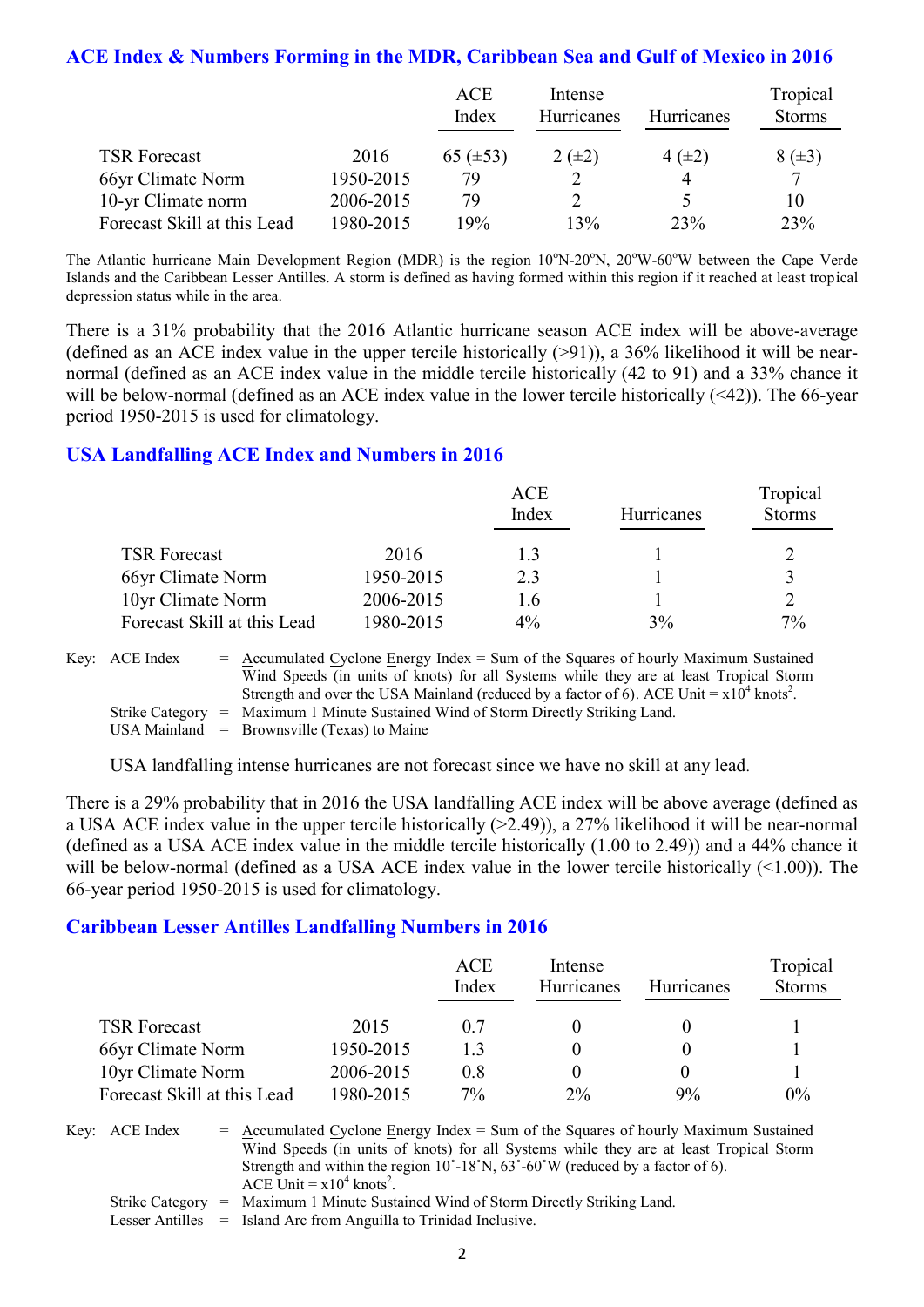## ACE Index & Numbers Forming in the MDR, Caribbean Sea and Gulf of Mexico in 2016

| | | ACE Index | Intense Hurricanes | Hurricanes | Tropical Storms |
|---|---|---|---|---|---|
| TSR Forecast | 2016 | 65 (±53) | 2 (±2) | 4 (±2) | 8 (±3) |
| 66yr Climate Norm | 1950-2015 | 79 | 2 | 4 | 7 |
| 10-yr Climate norm | 2006-2015 | 79 | 2 | 5 | 10 |
| Forecast Skill at this Lead | 1980-2015 | 19% | 13% | 23% | 23% |

The Atlantic hurricane Main Development Region (MDR) is the region 10°N-20°N, 20°W-60°W between the Cape Verde Islands and the Caribbean Lesser Antilles. A storm is defined as having formed within this region if it reached at least tropical depression status while in the area.

There is a 31% probability that the 2016 Atlantic hurricane season ACE index will be above-average (defined as an ACE index value in the upper tercile historically (>91)), a 36% likelihood it will be near-normal (defined as an ACE index value in the middle tercile historically (42 to 91) and a 33% chance it will be below-normal (defined as an ACE index value in the lower tercile historically (<42)). The 66-year period 1950-2015 is used for climatology.

## USA Landfalling ACE Index and Numbers in 2016

| | | ACE Index | Hurricanes | Tropical Storms |
|---|---|---|---|---|
| TSR Forecast | 2016 | 1.3 | 1 | 2 |
| 66yr Climate Norm | 1950-2015 | 2.3 | 1 | 3 |
| 10yr Climate Norm | 2006-2015 | 1.6 | 1 | 2 |
| Forecast Skill at this Lead | 1980-2015 | 4% | 3% | 7% |

Key: ACE Index = Accumulated Cyclone Energy Index = Sum of the Squares of hourly Maximum Sustained Wind Speeds (in units of knots) for all Systems while they are at least Tropical Storm Strength and over the USA Mainland (reduced by a factor of 6). ACE Unit = $x10^4$ $knots^2$.
Strike Category = Maximum 1 Minute Sustained Wind of Storm Directly Striking Land.
USA Mainland = Brownsville (Texas) to Maine

USA landfalling intense hurricanes are not forecast since we have no skill at any lead.

There is a 29% probability that in 2016 the USA landfalling ACE index will be above average (defined as a USA ACE index value in the upper tercile historically (>2.49)), a 27% likelihood it will be near-normal (defined as a USA ACE index value in the middle tercile historically (1.00 to 2.49)) and a 44% chance it will be below-normal (defined as a USA ACE index value in the lower tercile historically (<1.00)). The 66-year period 1950-2015 is used for climatology.

## Caribbean Lesser Antilles Landfalling Numbers in 2016

| | | ACE Index | Intense Hurricanes | Hurricanes | Tropical Storms |
|---|---|---|---|---|---|
| TSR Forecast | 2015 | 0.7 | 0 | 0 | 1 |
| 66yr Climate Norm | 1950-2015 | 1.3 | 0 | 0 | 1 |
| 10yr Climate Norm | 2006-2015 | 0.8 | 0 | 0 | 1 |
| Forecast Skill at this Lead | 1980-2015 | 7% | 2% | 9% | 0% |

Key: ACE Index = Accumulated Cyclone Energy Index = Sum of the Squares of hourly Maximum Sustained Wind Speeds (in units of knots) for all Systems while they are at least Tropical Storm Strength and within the region 10˚-18˚N, 63˚-60˚W (reduced by a factor of 6). ACE Unit = $x10^4$ $knots^2$.
Strike Category = Maximum 1 Minute Sustained Wind of Storm Directly Striking Land.
Lesser Antilles = Island Arc from Anguilla to Trinidad Inclusive.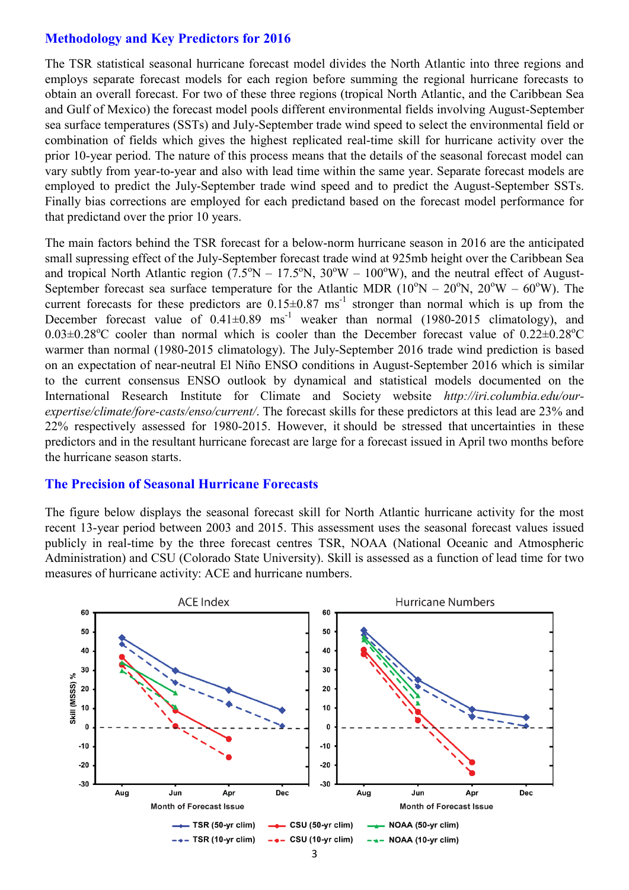## Methodology and Key Predictors for 2016

The TSR statistical seasonal hurricane forecast model divides the North Atlantic into three regions and employs separate forecast models for each region before summing the regional hurricane forecasts to obtain an overall forecast. For two of these three regions (tropical North Atlantic, and the Caribbean Sea and Gulf of Mexico) the forecast model pools different environmental fields involving August-September sea surface temperatures (SSTs) and July-September trade wind speed to select the environmental field or combination of fields which gives the highest replicated real-time skill for hurricane activity over the prior 10-year period. The nature of this process means that the details of the seasonal forecast model can vary subtly from year-to-year and also with lead time within the same year. Separate forecast models are employed to predict the July-September trade wind speed and to predict the August-September SSTs. Finally bias corrections are employed for each predictand based on the forecast model performance for that predictand over the prior 10 years.

The main factors behind the TSR forecast for a below-norm hurricane season in 2016 are the anticipated small supressing effect of the July-September forecast trade wind at 925mb height over the Caribbean Sea and tropical North Atlantic region (7.5°N – 17.5°N, 30°W – 100°W), and the neutral effect of August-September forecast sea surface temperature for the Atlantic MDR (10°N – 20°N, 20°W – 60°W). The current forecasts for these predictors are 0.15±0.87 $ms^{-1}$ stronger than normal which is up from the December forecast value of 0.41±0.89 $ms^{-1}$ weaker than normal (1980-2015 climatology), and 0.03±0.28°C cooler than normal which is cooler than the December forecast value of 0.22±0.28°C warmer than normal (1980-2015 climatology). The July-September 2016 trade wind prediction is based on an expectation of near-neutral El Niño ENSO conditions in August-September 2016 which is similar to the current consensus ENSO outlook by dynamical and statistical models documented on the International Research Institute for Climate and Society website *http://iri.columbia.edu/our-expertise/climate/fore-casts/enso/current/*. The forecast skills for these predictors at this lead are 23% and 22% respectively assessed for 1980-2015. However, it should be stressed that uncertainties in these predictors and in the resultant hurricane forecast are large for a forecast issued in April two months before the hurricane season starts.

## The Precision of Seasonal Hurricane Forecasts

The figure below displays the seasonal forecast skill for North Atlantic hurricane activity for the most recent 13-year period between 2003 and 2015. This assessment uses the seasonal forecast values issued publicly in real-time by the three forecast centres TSR, NOAA (National Oceanic and Atmospheric Administration) and CSU (Colorado State University). Skill is assessed as a function of lead time for two measures of hurricane activity: ACE and hurricane numbers.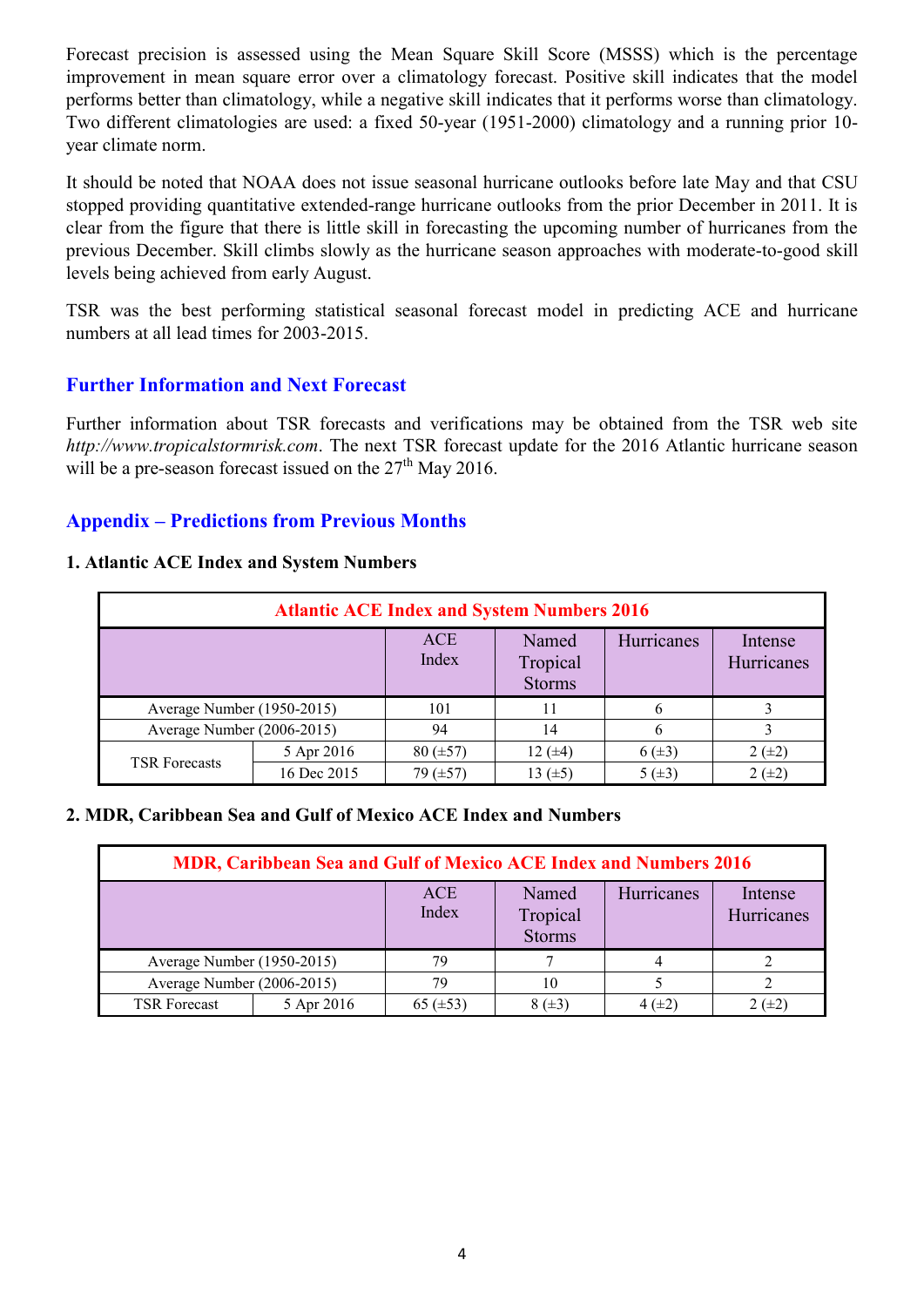Forecast precision is assessed using the Mean Square Skill Score (MSSS) which is the percentage improvement in mean square error over a climatology forecast. Positive skill indicates that the model performs better than climatology, while a negative skill indicates that it performs worse than climatology. Two different climatologies are used: a fixed 50-year (1951-2000) climatology and a running prior 10-year climate norm.

It should be noted that NOAA does not issue seasonal hurricane outlooks before late May and that CSU stopped providing quantitative extended-range hurricane outlooks from the prior December in 2011. It is clear from the figure that there is little skill in forecasting the upcoming number of hurricanes from the previous December. Skill climbs slowly as the hurricane season approaches with moderate-to-good skill levels being achieved from early August.

TSR was the best performing statistical seasonal forecast model in predicting ACE and hurricane numbers at all lead times for 2003-2015.

## Further Information and Next Forecast

Further information about TSR forecasts and verifications may be obtained from the TSR web site *http://www.tropicalstormrisk.com*. The next TSR forecast update for the 2016 Atlantic hurricane season will be a pre-season forecast issued on the 27th May 2016.

## Appendix – Predictions from Previous Months

### 1. Atlantic ACE Index and System Numbers

| Atlantic ACE Index and System Numbers 2016 | | | | | |
|---|---|---|---|---|---|
| | | ACE Index | Named Tropical Storms | Hurricanes | Intense Hurricanes |
| Average Number (1950-2015) | | 101 | 11 | 6 | 3 |
| Average Number (2006-2015) | | 94 | 14 | 6 | 3 |
| TSR Forecasts | 5 Apr 2016 | 80 (±57) | 12 (±4) | 6 (±3) | 2 (±2) |
| | 16 Dec 2015 | 79 (±57) | 13 (±5) | 5 (±3) | 2 (±2) |

### 2. MDR, Caribbean Sea and Gulf of Mexico ACE Index and Numbers

| MDR, Caribbean Sea and Gulf of Mexico ACE Index and Numbers 2016 | | | | | |
|---|---|---|---|---|---|
| | | ACE Index | Named Tropical Storms | Hurricanes | Intense Hurricanes |
| Average Number (1950-2015) | | 79 | 7 | 4 | 2 |
| Average Number (2006-2015) | | 79 | 10 | 5 | 2 |
| TSR Forecast | 5 Apr 2016 | 65 (±53) | 8 (±3) | 4 (±2) | 2 (±2) |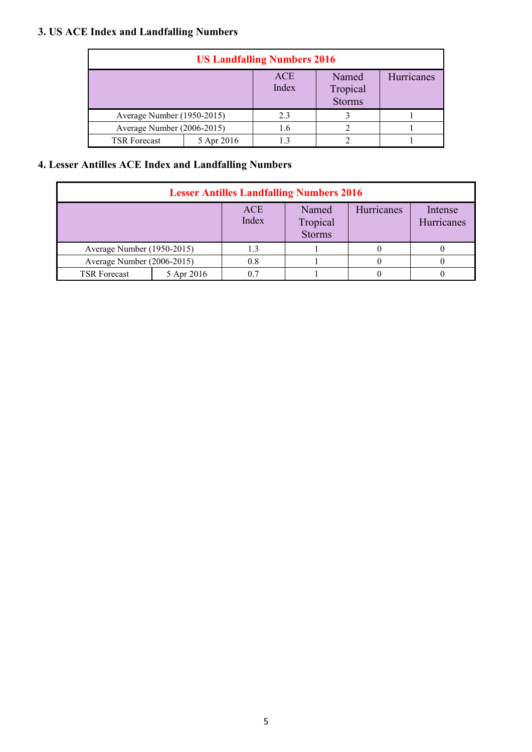### 3. US ACE Index and Landfalling Numbers

| US Landfalling Numbers 2016 | | | | |
|---|---|---|---|---|
| | | ACE Index | Named Tropical Storms | Hurricanes |
| Average Number (1950-2015) | | 2.3 | 3 | 1 |
| Average Number (2006-2015) | | 1.6 | 2 | 1 |
| TSR Forecast | 5 Apr 2016 | 1.3 | 2 | 1 |

### 4. Lesser Antilles ACE Index and Landfalling Numbers

| Lesser Antilles Landfalling Numbers 2016 | | | | | |
|---|---|---|---|---|---|
| | | ACE Index | Named Tropical Storms | Hurricanes | Intense Hurricanes |
| Average Number (1950-2015) | | 1.3 | 1 | 0 | 0 |
| Average Number (2006-2015) | | 0.8 | 1 | 0 | 0 |
| TSR Forecast | 5 Apr 2016 | 0.7 | 1 | 0 | 0 |